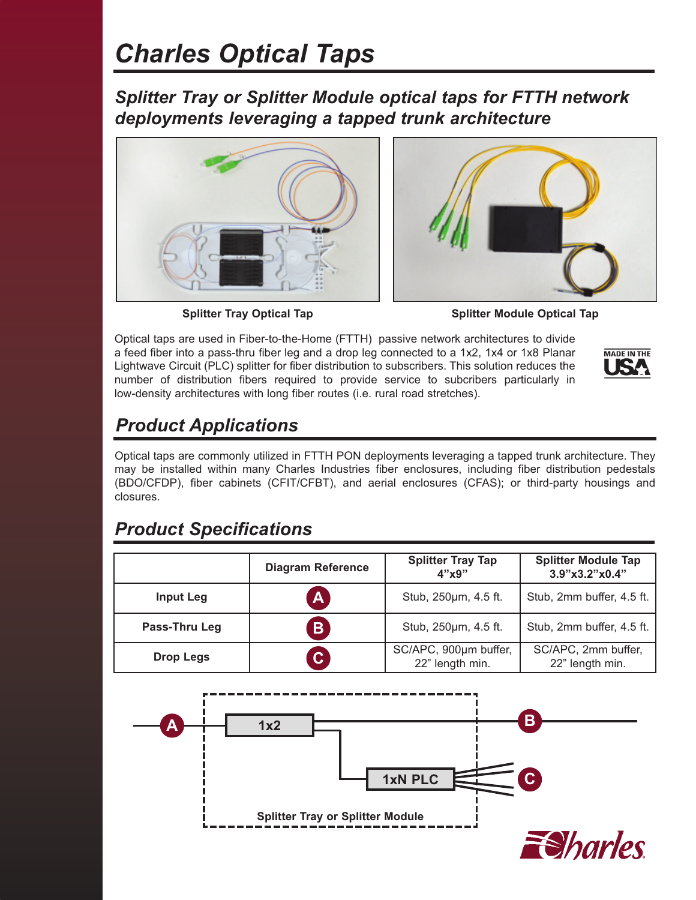# Charles Optical Taps

## *Splitter Tray or Splitter Module optical taps for FTTH network deployments leveraging a tapped trunk architecture*

**Splitter Tray Optical Tap**

**Splitter Module Optical Tap**

Optical taps are used in Fiber-to-the-Home (FTTH) passive network architectures to divide a feed fiber into a pass-thru fiber leg and a drop leg connected to a 1x2, 1x4 or 1x8 Planar Lightwave Circuit (PLC) splitter for fiber distribution to subscribers. This solution reduces the number of distribution fibers required to provide service to subcribers particularly in low-density architectures with long fiber routes (i.e. rural road stretches).

MADE IN THE USA

## *Product Applications*

Optical taps are commonly utilized in FTTH PON deployments leveraging a tapped trunk architecture. They may be installed within many Charles Industries fiber enclosures, including fiber distribution pedestals (BDO/CFDP), fiber cabinets (CFIT/CFBT), and aerial enclosures (CFAS); or third-party housings and closures.

## *Product Specifications*

| | Diagram Reference | Splitter Tray Tap 4"x9" | Splitter Module Tap 3.9"x3.2"x0.4" |
|---|---|---|---|
| **Input Leg** | A | Stub, 250µm, 4.5 ft. | Stub, 2mm buffer, 4.5 ft. |
| **Pass-Thru Leg** | B | Stub, 250µm, 4.5 ft. | Stub, 2mm buffer, 4.5 ft. |
| **Drop Legs** | C | SC/APC, 900µm buffer, 22" length min. | SC/APC, 2mm buffer, 22" length min. |

A — 1x2 — B

1xN PLC — C

Splitter Tray or Splitter Module

Charles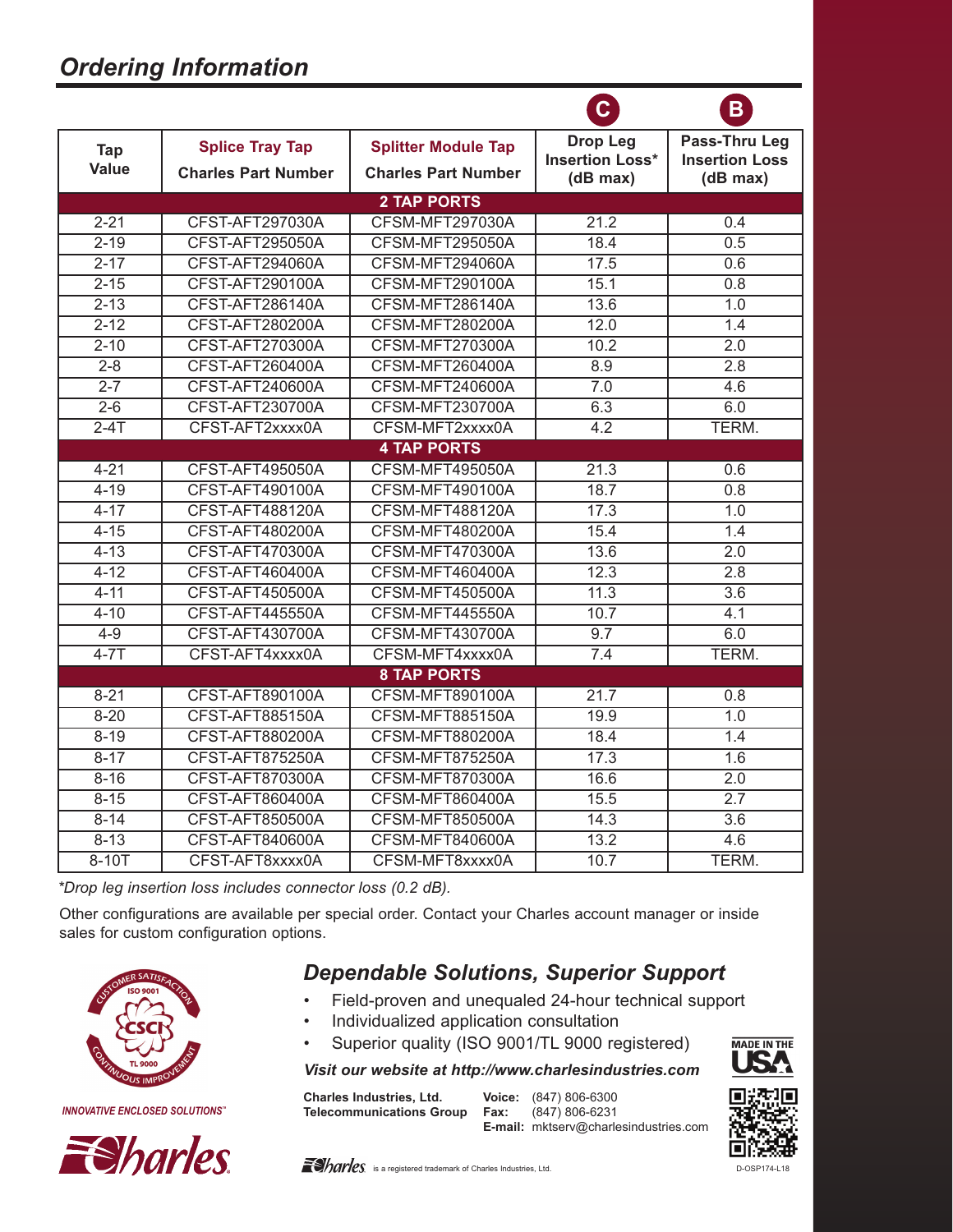## Ordering Information

| Tap Value | Splice Tray Tap Charles Part Number | Splitter Module Tap Charles Part Number | C Drop Leg Insertion Loss* (dB max) | B Pass-Thru Leg Insertion Loss (dB max) |
|---|---|---|---|---|
| **2 TAP PORTS** | | | | |
| 2-21 | CFST-AFT297030A | CFSM-MFT297030A | 21.2 | 0.4 |
| 2-19 | CFST-AFT295050A | CFSM-MFT295050A | 18.4 | 0.5 |
| 2-17 | CFST-AFT294060A | CFSM-MFT294060A | 17.5 | 0.6 |
| 2-15 | CFST-AFT290100A | CFSM-MFT290100A | 15.1 | 0.8 |
| 2-13 | CFST-AFT286140A | CFSM-MFT286140A | 13.6 | 1.0 |
| 2-12 | CFST-AFT280200A | CFSM-MFT280200A | 12.0 | 1.4 |
| 2-10 | CFST-AFT270300A | CFSM-MFT270300A | 10.2 | 2.0 |
| 2-8 | CFST-AFT260400A | CFSM-MFT260400A | 8.9 | 2.8 |
| 2-7 | CFST-AFT240600A | CFSM-MFT240600A | 7.0 | 4.6 |
| 2-6 | CFST-AFT230700A | CFSM-MFT230700A | 6.3 | 6.0 |
| 2-4T | CFST-AFT2xxxx0A | CFSM-MFT2xxxx0A | 4.2 | TERM. |
| **4 TAP PORTS** | | | | |
| 4-21 | CFST-AFT495050A | CFSM-MFT495050A | 21.3 | 0.6 |
| 4-19 | CFST-AFT490100A | CFSM-MFT490100A | 18.7 | 0.8 |
| 4-17 | CFST-AFT488120A | CFSM-MFT488120A | 17.3 | 1.0 |
| 4-15 | CFST-AFT480200A | CFSM-MFT480200A | 15.4 | 1.4 |
| 4-13 | CFST-AFT470300A | CFSM-MFT470300A | 13.6 | 2.0 |
| 4-12 | CFST-AFT460400A | CFSM-MFT460400A | 12.3 | 2.8 |
| 4-11 | CFST-AFT450500A | CFSM-MFT450500A | 11.3 | 3.6 |
| 4-10 | CFST-AFT445550A | CFSM-MFT445550A | 10.7 | 4.1 |
| 4-9 | CFST-AFT430700A | CFSM-MFT430700A | 9.7 | 6.0 |
| 4-7T | CFST-AFT4xxxx0A | CFSM-MFT4xxxx0A | 7.4 | TERM. |
| **8 TAP PORTS** | | | | |
| 8-21 | CFST-AFT890100A | CFSM-MFT890100A | 21.7 | 0.8 |
| 8-20 | CFST-AFT885150A | CFSM-MFT885150A | 19.9 | 1.0 |
| 8-19 | CFST-AFT880200A | CFSM-MFT880200A | 18.4 | 1.4 |
| 8-17 | CFST-AFT875250A | CFSM-MFT875250A | 17.3 | 1.6 |
| 8-16 | CFST-AFT870300A | CFSM-MFT870300A | 16.6 | 2.0 |
| 8-15 | CFST-AFT860400A | CFSM-MFT860400A | 15.5 | 2.7 |
| 8-14 | CFST-AFT850500A | CFSM-MFT850500A | 14.3 | 3.6 |
| 8-13 | CFST-AFT840600A | CFSM-MFT840600A | 13.2 | 4.6 |
| 8-10T | CFST-AFT8xxxx0A | CFSM-MFT8xxxx0A | 10.7 | TERM. |

*Drop leg insertion loss includes connector loss (0.2 dB).*

Other configurations are available per special order. Contact your Charles account manager or inside sales for custom configuration options.

CUSTOMER SATISFACTION ISO 9001 CSCI TL 9000 CONTINUOUS IMPROVEMENT

*INNOVATIVE ENCLOSED SOLUTIONS™*

Charles

## *Dependable Solutions, Superior Support*

- Field-proven and unequaled 24-hour technical support
- Individualized application consultation
- Superior quality (ISO 9001/TL 9000 registered)

***Visit our website at http://www.charlesindustries.com***

**Charles Industries, Ltd.**
**Telecommunications Group**

**Voice:** (847) 806-6300
**Fax:** (847) 806-6231
**E-mail:** mktserv@charlesindustries.com

MADE IN THE USA

Charles is a registered trademark of Charles Industries, Ltd.

D-OSP174-L18